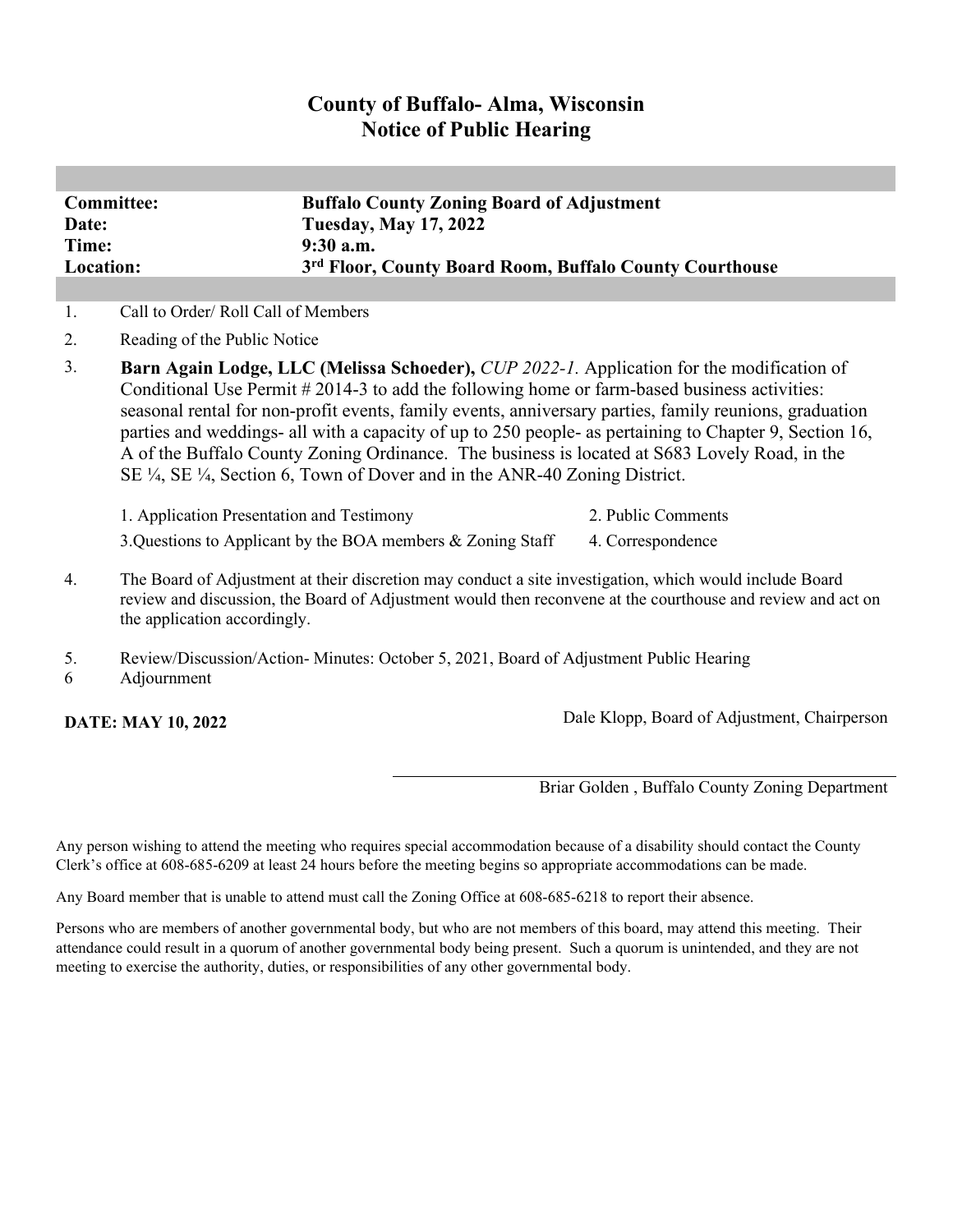# County of Buffalo- Alma, Wisconsin
## Notice of Public Hearing

| | |
|---|---|
| **Committee:** | **Buffalo County Zoning Board of Adjustment** |
| **Date:** | **Tuesday, May 17, 2022** |
| **Time:** | **9:30 a.m.** |
| **Location:** | **3rd Floor, County Board Room, Buffalo County Courthouse** |

1. Call to Order/ Roll Call of Members
2. Reading of the Public Notice
3. **Barn Again Lodge, LLC (Melissa Schoeder),** *CUP 2022-1.* Application for the modification of Conditional Use Permit # 2014-3 to add the following home or farm-based business activities: seasonal rental for non-profit events, family events, anniversary parties, family reunions, graduation parties and weddings- all with a capacity of up to 250 people- as pertaining to Chapter 9, Section 16, A of the Buffalo County Zoning Ordinance. The business is located at S683 Lovely Road, in the SE ¼, SE ¼, Section 6, Town of Dover and in the ANR-40 Zoning District.

   1. Application Presentation and Testimony
   2. Public Comments
   3. Questions to Applicant by the BOA members & Zoning Staff
   4. Correspondence

4. The Board of Adjustment at their discretion may conduct a site investigation, which would include Board review and discussion, the Board of Adjustment would then reconvene at the courthouse and review and act on the application accordingly.
5. Review/Discussion/Action- Minutes: October 5, 2021, Board of Adjustment Public Hearing
6. Adjournment

**DATE: MAY 10, 2022**

Dale Klopp, Board of Adjustment, Chairperson

Briar Golden , Buffalo County Zoning Department

Any person wishing to attend the meeting who requires special accommodation because of a disability should contact the County Clerk's office at 608-685-6209 at least 24 hours before the meeting begins so appropriate accommodations can be made.

Any Board member that is unable to attend must call the Zoning Office at 608-685-6218 to report their absence.

Persons who are members of another governmental body, but who are not members of this board, may attend this meeting. Their attendance could result in a quorum of another governmental body being present. Such a quorum is unintended, and they are not meeting to exercise the authority, duties, or responsibilities of any other governmental body.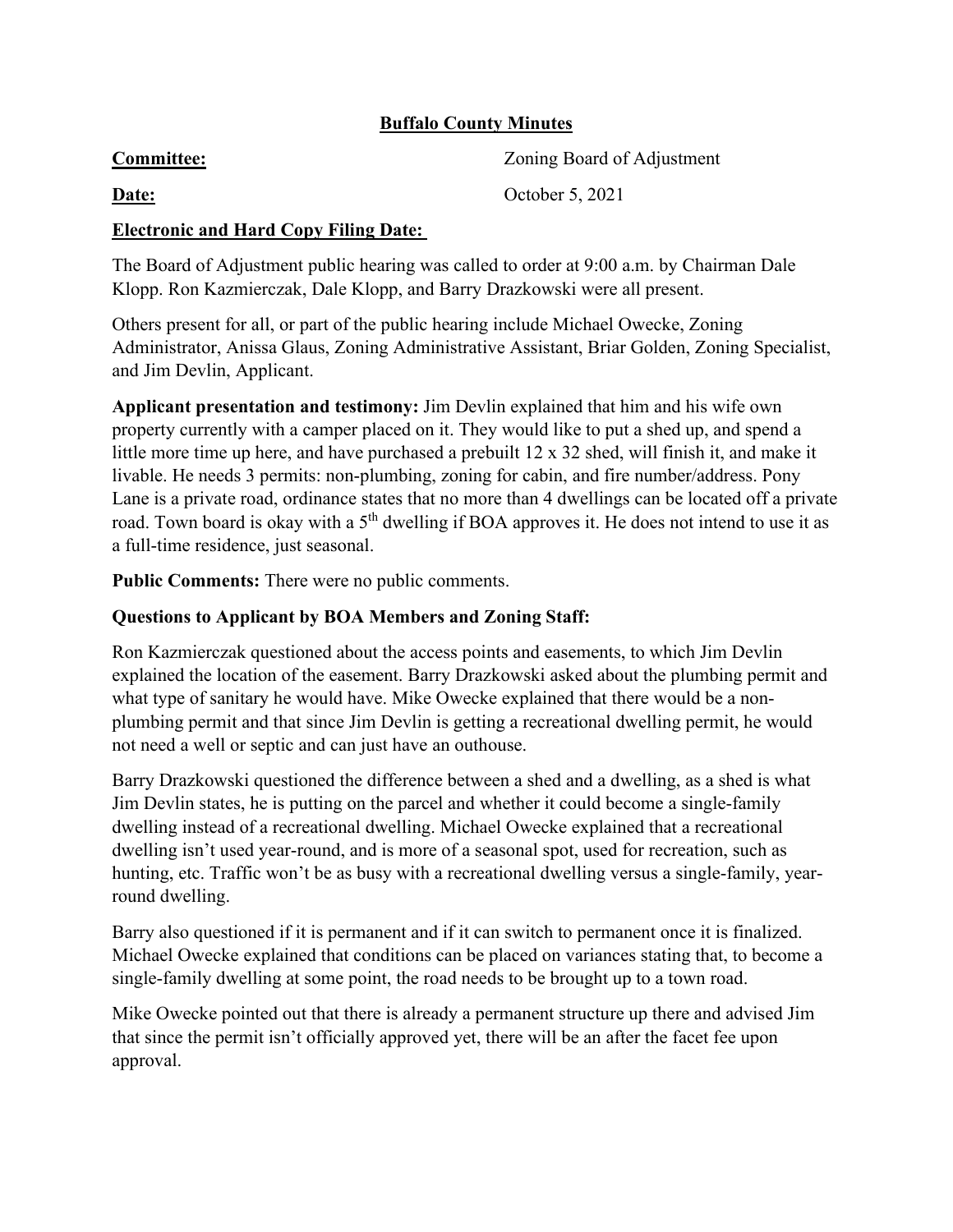**Buffalo County Minutes**

**Committee:** Zoning Board of Adjustment

**Date:** October 5, 2021

**Electronic and Hard Copy Filing Date:**

The Board of Adjustment public hearing was called to order at 9:00 a.m. by Chairman Dale Klopp. Ron Kazmierczak, Dale Klopp, and Barry Drazkowski were all present.

Others present for all, or part of the public hearing include Michael Owecke, Zoning Administrator, Anissa Glaus, Zoning Administrative Assistant, Briar Golden, Zoning Specialist, and Jim Devlin, Applicant.

**Applicant presentation and testimony:** Jim Devlin explained that him and his wife own property currently with a camper placed on it. They would like to put a shed up, and spend a little more time up here, and have purchased a prebuilt 12 x 32 shed, will finish it, and make it livable. He needs 3 permits: non-plumbing, zoning for cabin, and fire number/address. Pony Lane is a private road, ordinance states that no more than 4 dwellings can be located off a private road. Town board is okay with a 5th dwelling if BOA approves it. He does not intend to use it as a full-time residence, just seasonal.

**Public Comments:** There were no public comments.

**Questions to Applicant by BOA Members and Zoning Staff:**

Ron Kazmierczak questioned about the access points and easements, to which Jim Devlin explained the location of the easement. Barry Drazkowski asked about the plumbing permit and what type of sanitary he would have. Mike Owecke explained that there would be a non-plumbing permit and that since Jim Devlin is getting a recreational dwelling permit, he would not need a well or septic and can just have an outhouse.

Barry Drazkowski questioned the difference between a shed and a dwelling, as a shed is what Jim Devlin states, he is putting on the parcel and whether it could become a single-family dwelling instead of a recreational dwelling. Michael Owecke explained that a recreational dwelling isn't used year-round, and is more of a seasonal spot, used for recreation, such as hunting, etc. Traffic won't be as busy with a recreational dwelling versus a single-family, year-round dwelling.

Barry also questioned if it is permanent and if it can switch to permanent once it is finalized. Michael Owecke explained that conditions can be placed on variances stating that, to become a single-family dwelling at some point, the road needs to be brought up to a town road.

Mike Owecke pointed out that there is already a permanent structure up there and advised Jim that since the permit isn't officially approved yet, there will be an after the facet fee upon approval.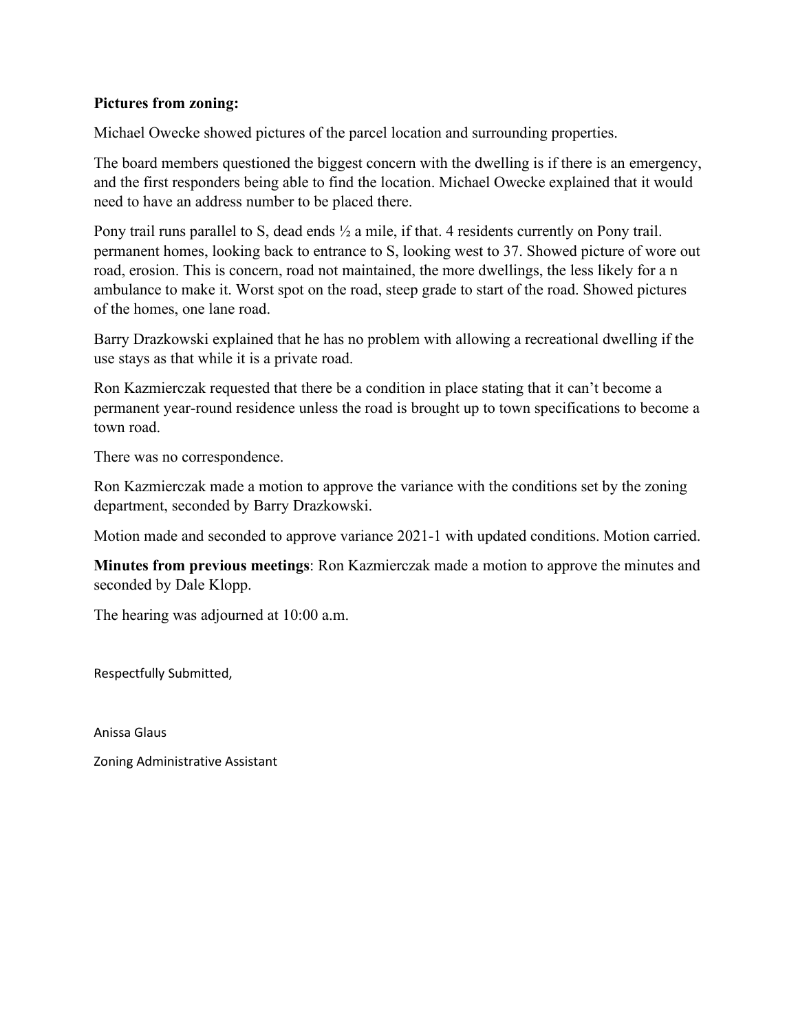**Pictures from zoning:**

Michael Owecke showed pictures of the parcel location and surrounding properties.

The board members questioned the biggest concern with the dwelling is if there is an emergency, and the first responders being able to find the location. Michael Owecke explained that it would need to have an address number to be placed there.

Pony trail runs parallel to S, dead ends ½ a mile, if that. 4 residents currently on Pony trail. permanent homes, looking back to entrance to S, looking west to 37. Showed picture of wore out road, erosion. This is concern, road not maintained, the more dwellings, the less likely for a n ambulance to make it. Worst spot on the road, steep grade to start of the road. Showed pictures of the homes, one lane road.

Barry Drazkowski explained that he has no problem with allowing a recreational dwelling if the use stays as that while it is a private road.

Ron Kazmierczak requested that there be a condition in place stating that it can't become a permanent year-round residence unless the road is brought up to town specifications to become a town road.

There was no correspondence.

Ron Kazmierczak made a motion to approve the variance with the conditions set by the zoning department, seconded by Barry Drazkowski.

Motion made and seconded to approve variance 2021-1 with updated conditions. Motion carried.

**Minutes from previous meetings**: Ron Kazmierczak made a motion to approve the minutes and seconded by Dale Klopp.

The hearing was adjourned at 10:00 a.m.

Respectfully Submitted,

Anissa Glaus

Zoning Administrative Assistant